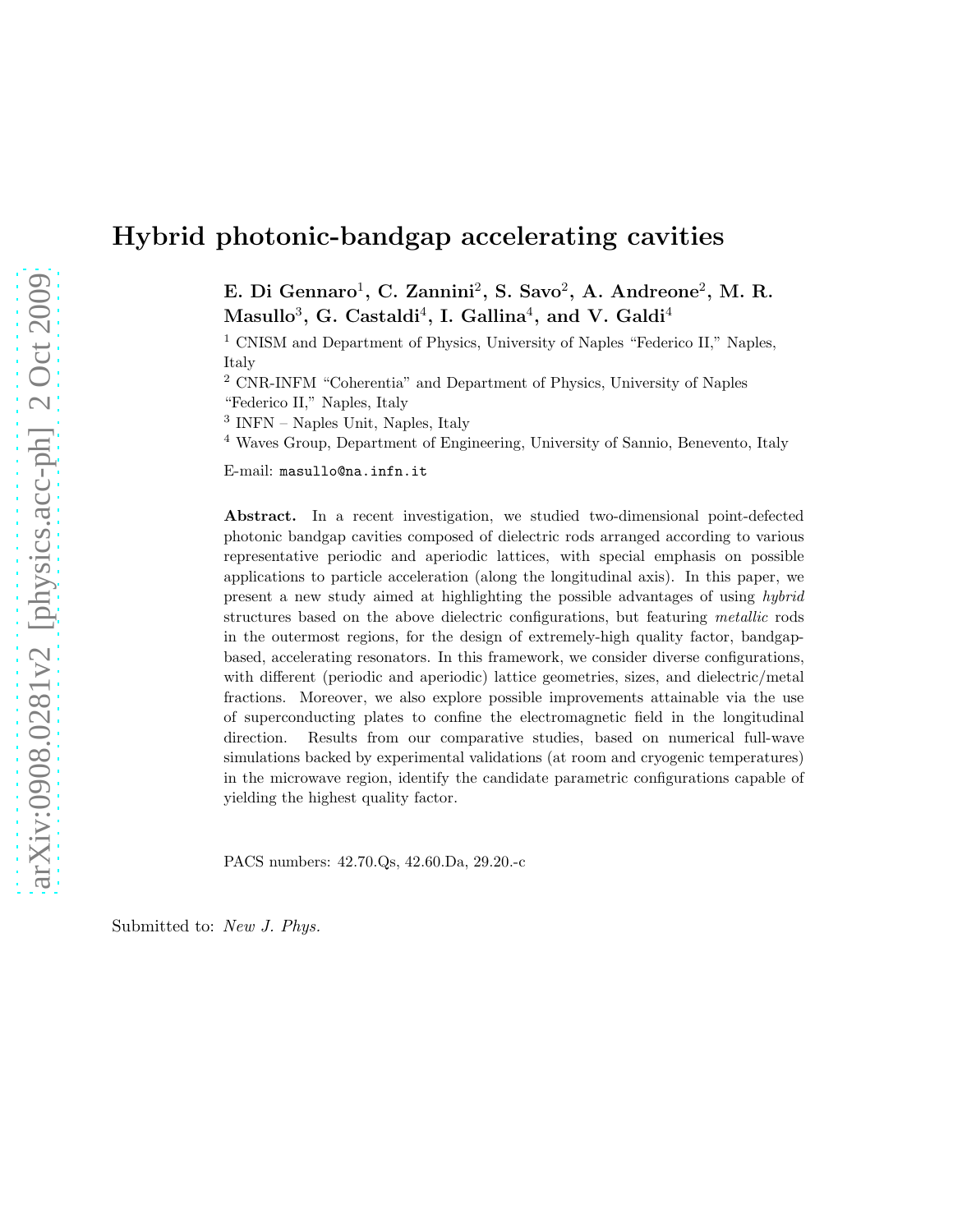# Hybrid photonic-bandgap accelerating cavities

**E. Di Gennaro[1], C. Zannini[2], S. Savo[2], A. Andreone[2], M. R. Masullo[3], G. Castaldi[4], I. Gallina[4], and V. Galdi[4]**

[1] CNISM and Department of Physics, University of Naples "Federico II," Naples, Italy

[2] CNR-INFM "Coherentia" and Department of Physics, University of Naples "Federico II," Naples, Italy

[3] INFN – Naples Unit, Naples, Italy

[4] Waves Group, Department of Engineering, University of Sannio, Benevento, Italy

E-mail: `masullo@na.infn.it`

**Abstract.** In a recent investigation, we studied two-dimensional point-defected photonic bandgap cavities composed of dielectric rods arranged according to various representative periodic and aperiodic lattices, with special emphasis on possible applications to particle acceleration (along the longitudinal axis). In this paper, we present a new study aimed at highlighting the possible advantages of using *hybrid* structures based on the above dielectric configurations, but featuring *metallic* rods in the outermost regions, for the design of extremely-high quality factor, bandgap-based, accelerating resonators. In this framework, we consider diverse configurations, with different (periodic and aperiodic) lattice geometries, sizes, and dielectric/metal fractions. Moreover, we also explore possible improvements attainable via the use of superconducting plates to confine the electromagnetic field in the longitudinal direction. Results from our comparative studies, based on numerical full-wave simulations backed by experimental validations (at room and cryogenic temperatures) in the microwave region, identify the candidate parametric configurations capable of yielding the highest quality factor.

PACS numbers: 42.70.Qs, 42.60.Da, 29.20.-c

Submitted to: *New J. Phys.*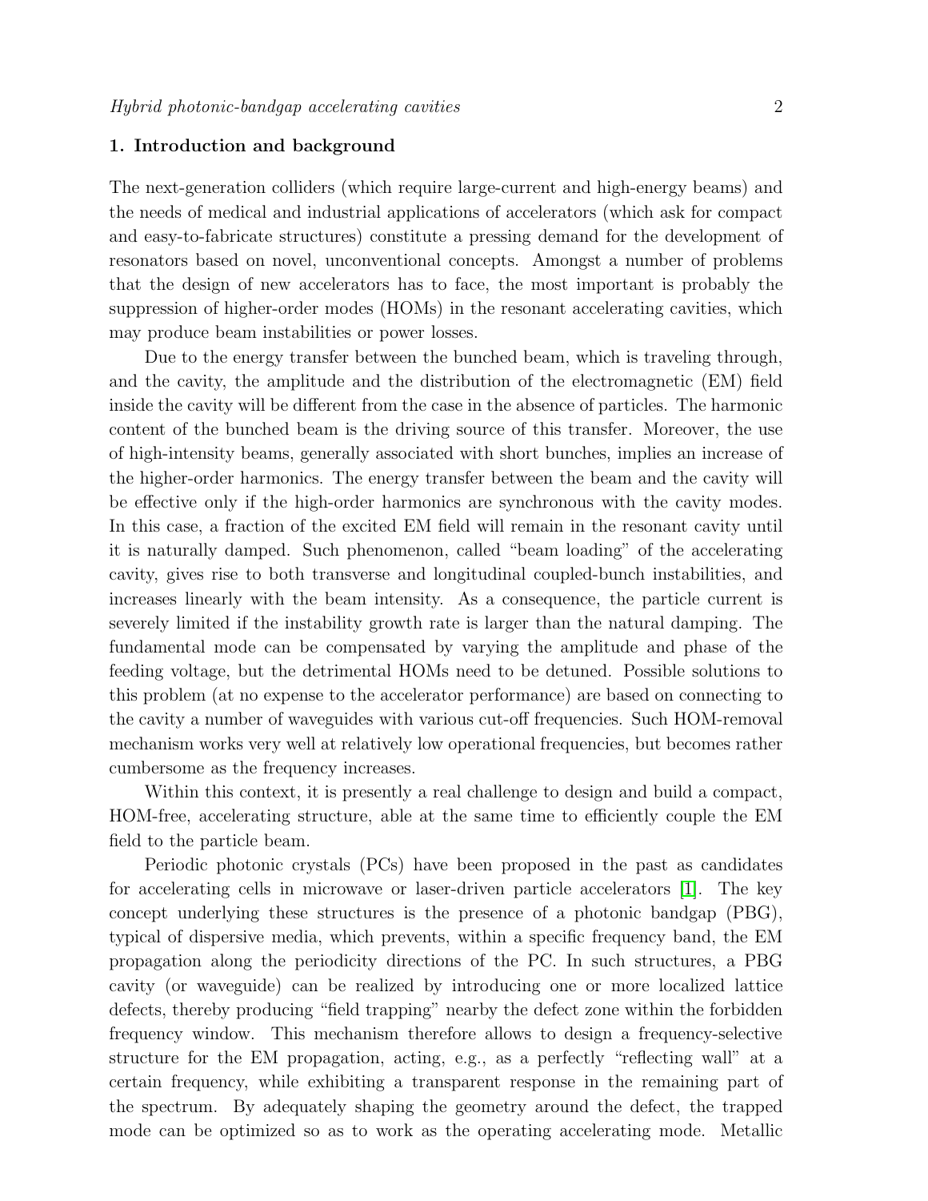## 1. Introduction and background

The next-generation colliders (which require large-current and high-energy beams) and the needs of medical and industrial applications of accelerators (which ask for compact and easy-to-fabricate structures) constitute a pressing demand for the development of resonators based on novel, unconventional concepts. Amongst a number of problems that the design of new accelerators has to face, the most important is probably the suppression of higher-order modes (HOMs) in the resonant accelerating cavities, which may produce beam instabilities or power losses.

Due to the energy transfer between the bunched beam, which is traveling through, and the cavity, the amplitude and the distribution of the electromagnetic (EM) field inside the cavity will be different from the case in the absence of particles. The harmonic content of the bunched beam is the driving source of this transfer. Moreover, the use of high-intensity beams, generally associated with short bunches, implies an increase of the higher-order harmonics. The energy transfer between the beam and the cavity will be effective only if the high-order harmonics are synchronous with the cavity modes. In this case, a fraction of the excited EM field will remain in the resonant cavity until it is naturally damped. Such phenomenon, called "beam loading" of the accelerating cavity, gives rise to both transverse and longitudinal coupled-bunch instabilities, and increases linearly with the beam intensity. As a consequence, the particle current is severely limited if the instability growth rate is larger than the natural damping. The fundamental mode can be compensated by varying the amplitude and phase of the feeding voltage, but the detrimental HOMs need to be detuned. Possible solutions to this problem (at no expense to the accelerator performance) are based on connecting to the cavity a number of waveguides with various cut-off frequencies. Such HOM-removal mechanism works very well at relatively low operational frequencies, but becomes rather cumbersome as the frequency increases.

Within this context, it is presently a real challenge to design and build a compact, HOM-free, accelerating structure, able at the same time to efficiently couple the EM field to the particle beam.

Periodic photonic crystals (PCs) have been proposed in the past as candidates for accelerating cells in microwave or laser-driven particle accelerators [1]. The key concept underlying these structures is the presence of a photonic bandgap (PBG), typical of dispersive media, which prevents, within a specific frequency band, the EM propagation along the periodicity directions of the PC. In such structures, a PBG cavity (or waveguide) can be realized by introducing one or more localized lattice defects, thereby producing "field trapping" nearby the defect zone within the forbidden frequency window. This mechanism therefore allows to design a frequency-selective structure for the EM propagation, acting, e.g., as a perfectly "reflecting wall" at a certain frequency, while exhibiting a transparent response in the remaining part of the spectrum. By adequately shaping the geometry around the defect, the trapped mode can be optimized so as to work as the operating accelerating mode. Metallic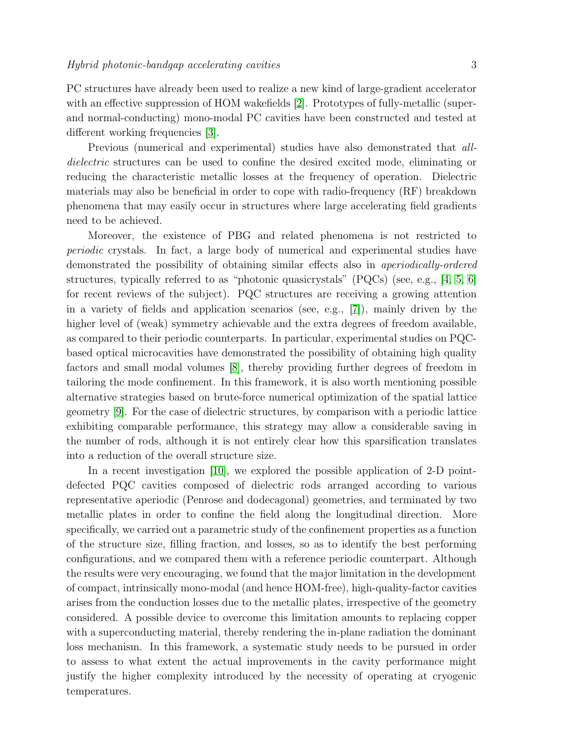PC structures have already been used to realize a new kind of large-gradient accelerator with an effective suppression of HOM wakefields [2]. Prototypes of fully-metallic (super- and normal-conducting) mono-modal PC cavities have been constructed and tested at different working frequencies [3].

Previous (numerical and experimental) studies have also demonstrated that *all-dielectric* structures can be used to confine the desired excited mode, eliminating or reducing the characteristic metallic losses at the frequency of operation. Dielectric materials may also be beneficial in order to cope with radio-frequency (RF) breakdown phenomena that may easily occur in structures where large accelerating field gradients need to be achieved.

Moreover, the existence of PBG and related phenomena is not restricted to *periodic* crystals. In fact, a large body of numerical and experimental studies have demonstrated the possibility of obtaining similar effects also in *aperiodically-ordered* structures, typically referred to as "photonic quasicrystals" (PQCs) (see, e.g., [4, 5, 6] for recent reviews of the subject). PQC structures are receiving a growing attention in a variety of fields and application scenarios (see, e.g., [7]), mainly driven by the higher level of (weak) symmetry achievable and the extra degrees of freedom available, as compared to their periodic counterparts. In particular, experimental studies on PQC-based optical microcavities have demonstrated the possibility of obtaining high quality factors and small modal volumes [8], thereby providing further degrees of freedom in tailoring the mode confinement. In this framework, it is also worth mentioning possible alternative strategies based on brute-force numerical optimization of the spatial lattice geometry [9]. For the case of dielectric structures, by comparison with a periodic lattice exhibiting comparable performance, this strategy may allow a considerable saving in the number of rods, although it is not entirely clear how this sparsification translates into a reduction of the overall structure size.

In a recent investigation [10], we explored the possible application of 2-D point-defected PQC cavities composed of dielectric rods arranged according to various representative aperiodic (Penrose and dodecagonal) geometries, and terminated by two metallic plates in order to confine the field along the longitudinal direction. More specifically, we carried out a parametric study of the confinement properties as a function of the structure size, filling fraction, and losses, so as to identify the best performing configurations, and we compared them with a reference periodic counterpart. Although the results were very encouraging, we found that the major limitation in the development of compact, intrinsically mono-modal (and hence HOM-free), high-quality-factor cavities arises from the conduction losses due to the metallic plates, irrespective of the geometry considered. A possible device to overcome this limitation amounts to replacing copper with a superconducting material, thereby rendering the in-plane radiation the dominant loss mechanism. In this framework, a systematic study needs to be pursued in order to assess to what extent the actual improvements in the cavity performance might justify the higher complexity introduced by the necessity of operating at cryogenic temperatures.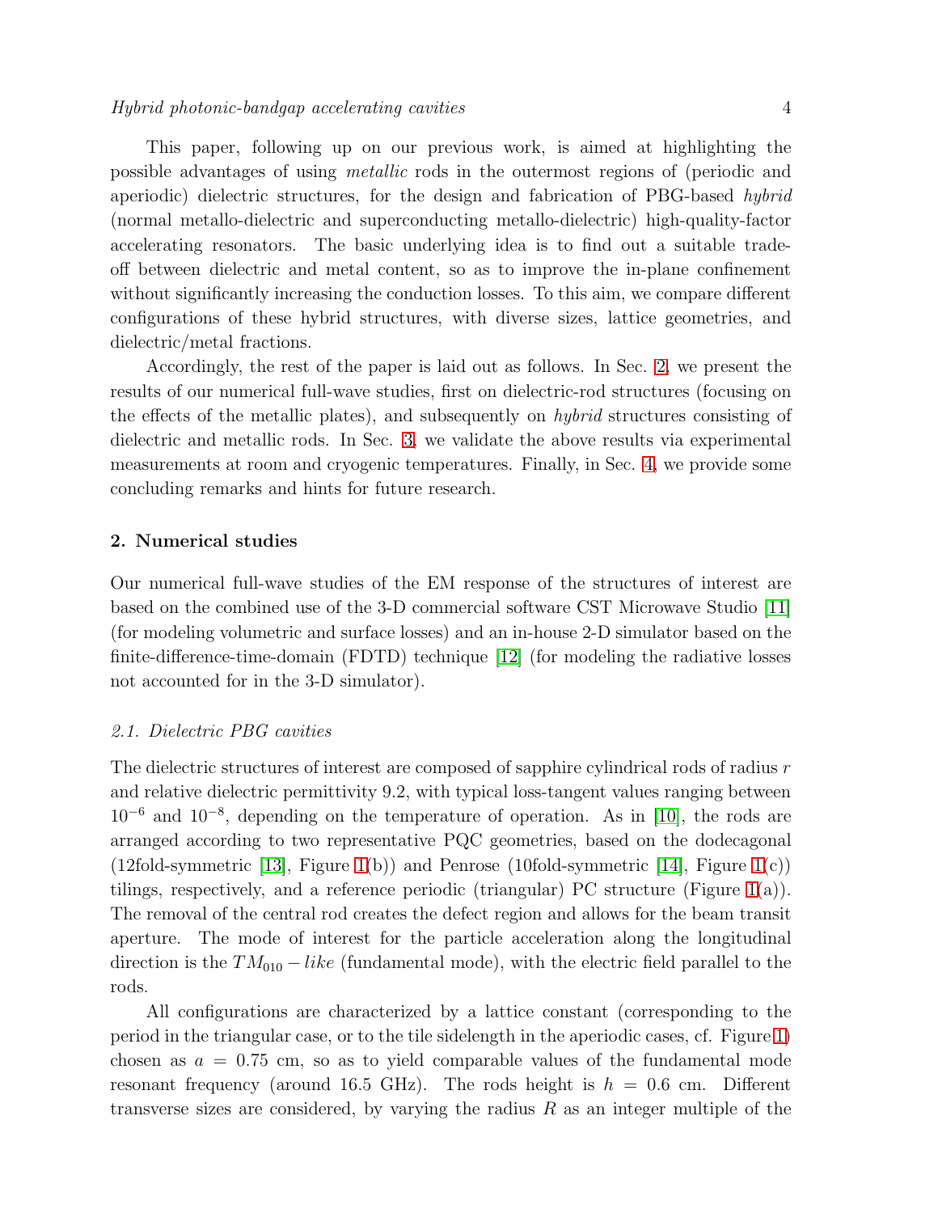This paper, following up on our previous work, is aimed at highlighting the possible advantages of using *metallic* rods in the outermost regions of (periodic and aperiodic) dielectric structures, for the design and fabrication of PBG-based *hybrid* (normal metallo-dielectric and superconducting metallo-dielectric) high-quality-factor accelerating resonators. The basic underlying idea is to find out a suitable trade-off between dielectric and metal content, so as to improve the in-plane confinement without significantly increasing the conduction losses. To this aim, we compare different configurations of these hybrid structures, with diverse sizes, lattice geometries, and dielectric/metal fractions.

Accordingly, the rest of the paper is laid out as follows. In Sec. 2, we present the results of our numerical full-wave studies, first on dielectric-rod structures (focusing on the effects of the metallic plates), and subsequently on *hybrid* structures consisting of dielectric and metallic rods. In Sec. 3, we validate the above results via experimental measurements at room and cryogenic temperatures. Finally, in Sec. 4, we provide some concluding remarks and hints for future research.

## 2. Numerical studies

Our numerical full-wave studies of the EM response of the structures of interest are based on the combined use of the 3-D commercial software CST Microwave Studio [11] (for modeling volumetric and surface losses) and an in-house 2-D simulator based on the finite-difference-time-domain (FDTD) technique [12] (for modeling the radiative losses not accounted for in the 3-D simulator).

### *2.1. Dielectric PBG cavities*

The dielectric structures of interest are composed of sapphire cylindrical rods of radius $r$ and relative dielectric permittivity 9.2, with typical loss-tangent values ranging between $10^{-6}$ and $10^{-8}$, depending on the temperature of operation. As in [10], the rods are arranged according to two representative PQC geometries, based on the dodecagonal (12fold-symmetric [13], Figure 1(b)) and Penrose (10fold-symmetric [14], Figure 1(c)) tilings, respectively, and a reference periodic (triangular) PC structure (Figure 1(a)). The removal of the central rod creates the defect region and allows for the beam transit aperture. The mode of interest for the particle acceleration along the longitudinal direction is the $TM_{010}-like$ (fundamental mode), with the electric field parallel to the rods.

All configurations are characterized by a lattice constant (corresponding to the period in the triangular case, or to the tile sidelength in the aperiodic cases, cf. Figure 1) chosen as $a = 0.75$ cm, so as to yield comparable values of the fundamental mode resonant frequency (around 16.5 GHz). The rods height is $h = 0.6$ cm. Different transverse sizes are considered, by varying the radius $R$ as an integer multiple of the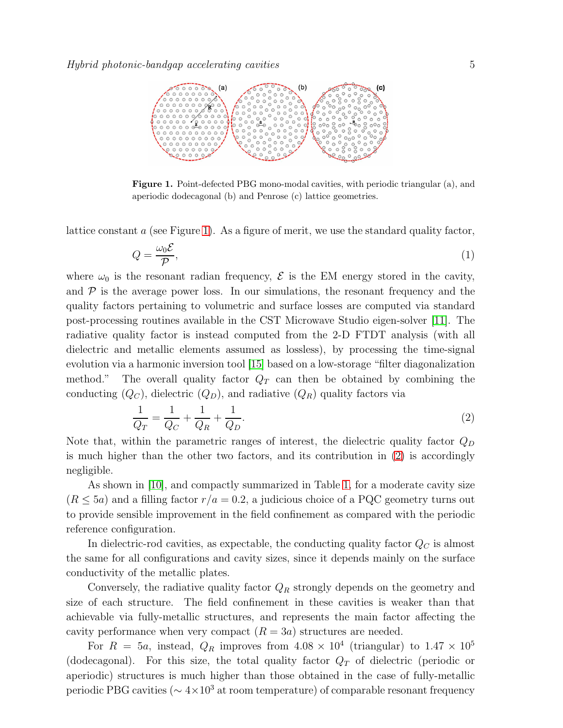**Figure 1.** Point-defected PBG mono-modal cavities, with periodic triangular (a), and aperiodic dodecagonal (b) and Penrose (c) lattice geometries.

lattice constant $a$ (see Figure 1). As a figure of merit, we use the standard quality factor,

$$Q = \frac{\omega_0 \mathcal{E}}{\mathcal{P}}, \tag{1}$$

where $\omega_0$ is the resonant radian frequency, $\mathcal{E}$ is the EM energy stored in the cavity, and $\mathcal{P}$ is the average power loss. In our simulations, the resonant frequency and the quality factors pertaining to volumetric and surface losses are computed via standard post-processing routines available in the CST Microwave Studio eigen-solver [11]. The radiative quality factor is instead computed from the 2-D FTDT analysis (with all dielectric and metallic elements assumed as lossless), by processing the time-signal evolution via a harmonic inversion tool [15] based on a low-storage "filter diagonalization method." The overall quality factor $Q_T$ can then be obtained by combining the conducting ($Q_C$), dielectric ($Q_D$), and radiative ($Q_R$) quality factors via

$$\frac{1}{Q_T} = \frac{1}{Q_C} + \frac{1}{Q_R} + \frac{1}{Q_D}. \tag{2}$$

Note that, within the parametric ranges of interest, the dielectric quality factor $Q_D$ is much higher than the other two factors, and its contribution in (2) is accordingly negligible.

As shown in [10], and compactly summarized in Table 1, for a moderate cavity size ($R \leq 5a$) and a filling factor $r/a = 0.2$, a judicious choice of a PQC geometry turns out to provide sensible improvement in the field confinement as compared with the periodic reference configuration.

In dielectric-rod cavities, as expectable, the conducting quality factor $Q_C$ is almost the same for all configurations and cavity sizes, since it depends mainly on the surface conductivity of the metallic plates.

Conversely, the radiative quality factor $Q_R$ strongly depends on the geometry and size of each structure. The field confinement in these cavities is weaker than that achievable via fully-metallic structures, and represents the main factor affecting the cavity performance when very compact ($R = 3a$) structures are needed.

For $R = 5a$, instead, $Q_R$ improves from $4.08 \times 10^4$ (triangular) to $1.47 \times 10^5$ (dodecagonal). For this size, the total quality factor $Q_T$ of dielectric (periodic or aperiodic) structures is much higher than those obtained in the case of fully-metallic periodic PBG cavities ($\sim 4 \times 10^3$ at room temperature) of comparable resonant frequency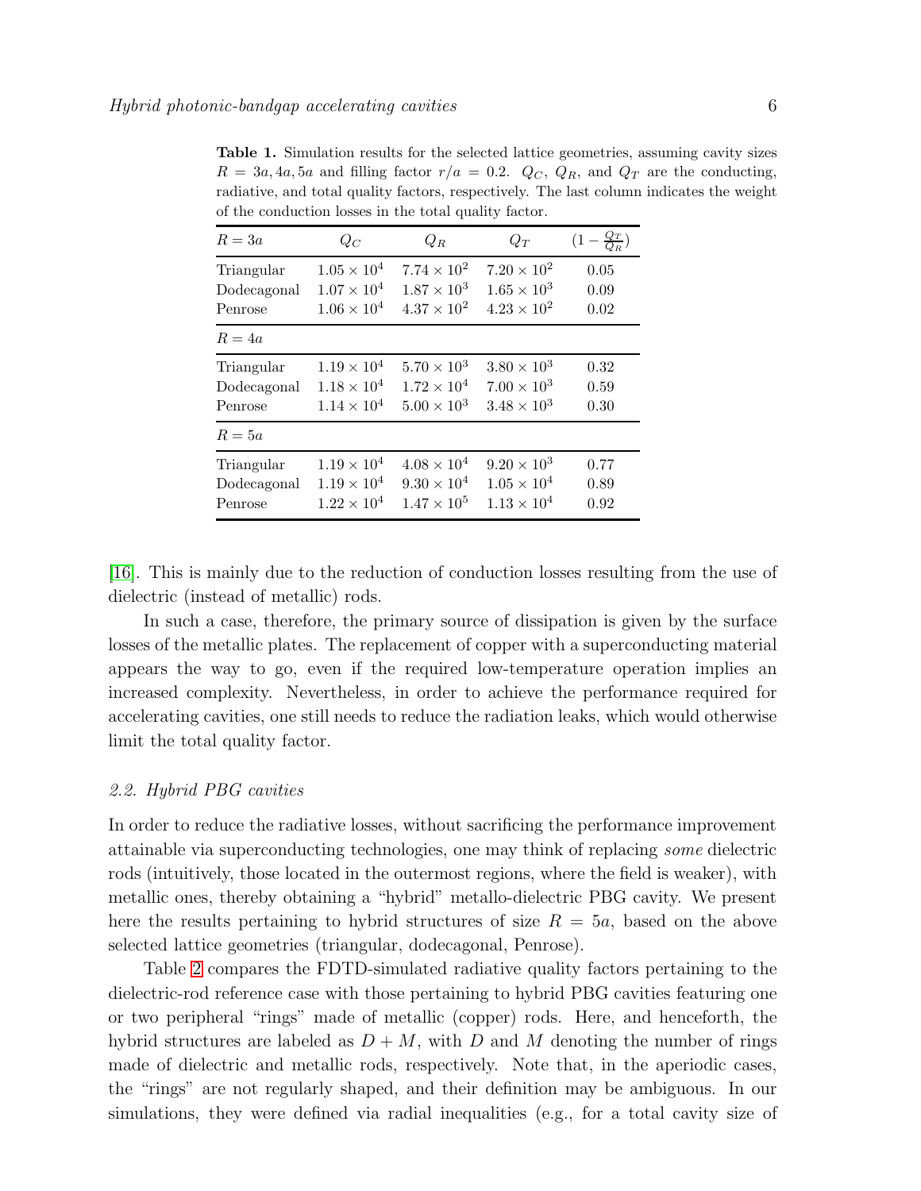**Table 1.** Simulation results for the selected lattice geometries, assuming cavity sizes $R = 3a, 4a, 5a$ and filling factor $r/a = 0.2$. $Q_C$, $Q_R$, and $Q_T$ are the conducting, radiative, and total quality factors, respectively. The last column indicates the weight of the conduction losses in the total quality factor.

| $R = 3a$ | $Q_C$ | $Q_R$ | $Q_T$ | $(1 - \frac{Q_T}{Q_R})$ |
|---|---|---|---|---|
| Triangular | $1.05 \times 10^4$ | $7.74 \times 10^2$ | $7.20 \times 10^2$ | 0.05 |
| Dodecagonal | $1.07 \times 10^4$ | $1.87 \times 10^3$ | $1.65 \times 10^3$ | 0.09 |
| Penrose | $1.06 \times 10^4$ | $4.37 \times 10^2$ | $4.23 \times 10^2$ | 0.02 |
| $R = 4a$ | | | | |
| Triangular | $1.19 \times 10^4$ | $5.70 \times 10^3$ | $3.80 \times 10^3$ | 0.32 |
| Dodecagonal | $1.18 \times 10^4$ | $1.72 \times 10^4$ | $7.00 \times 10^3$ | 0.59 |
| Penrose | $1.14 \times 10^4$ | $5.00 \times 10^3$ | $3.48 \times 10^3$ | 0.30 |
| $R = 5a$ | | | | |
| Triangular | $1.19 \times 10^4$ | $4.08 \times 10^4$ | $9.20 \times 10^3$ | 0.77 |
| Dodecagonal | $1.19 \times 10^4$ | $9.30 \times 10^4$ | $1.05 \times 10^4$ | 0.89 |
| Penrose | $1.22 \times 10^4$ | $1.47 \times 10^5$ | $1.13 \times 10^4$ | 0.92 |

[16]. This is mainly due to the reduction of conduction losses resulting from the use of dielectric (instead of metallic) rods.

In such a case, therefore, the primary source of dissipation is given by the surface losses of the metallic plates. The replacement of copper with a superconducting material appears the way to go, even if the required low-temperature operation implies an increased complexity. Nevertheless, in order to achieve the performance required for accelerating cavities, one still needs to reduce the radiation leaks, which would otherwise limit the total quality factor.

### 2.2. Hybrid PBG cavities

In order to reduce the radiative losses, without sacrificing the performance improvement attainable via superconducting technologies, one may think of replacing *some* dielectric rods (intuitively, those located in the outermost regions, where the field is weaker), with metallic ones, thereby obtaining a "hybrid" metallo-dielectric PBG cavity. We present here the results pertaining to hybrid structures of size $R = 5a$, based on the above selected lattice geometries (triangular, dodecagonal, Penrose).

Table 2 compares the FDTD-simulated radiative quality factors pertaining to the dielectric-rod reference case with those pertaining to hybrid PBG cavities featuring one or two peripheral "rings" made of metallic (copper) rods. Here, and henceforth, the hybrid structures are labeled as $D + M$, with $D$ and $M$ denoting the number of rings made of dielectric and metallic rods, respectively. Note that, in the aperiodic cases, the "rings" are not regularly shaped, and their definition may be ambiguous. In our simulations, they were defined via radial inequalities (e.g., for a total cavity size of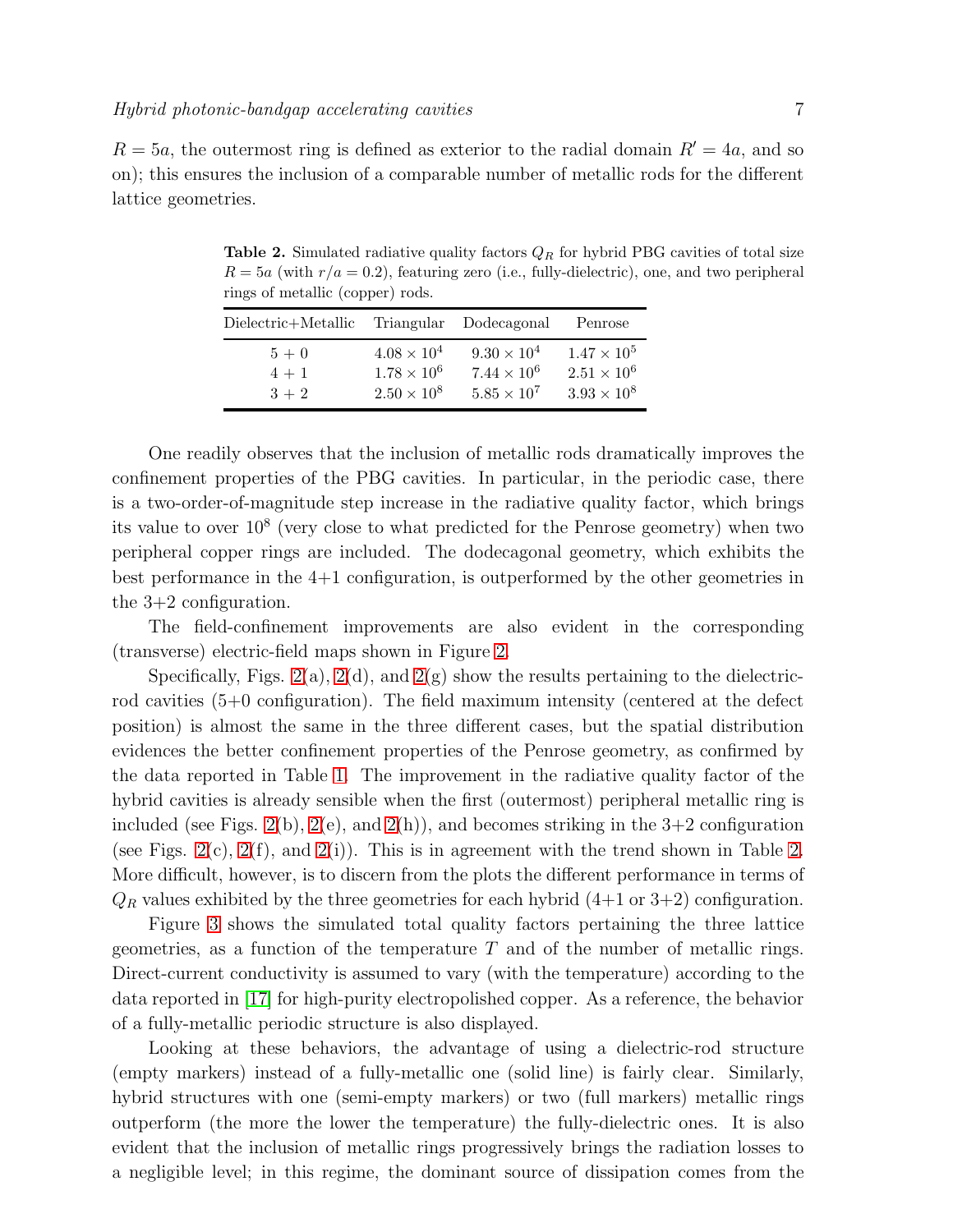$R = 5a$, the outermost ring is defined as exterior to the radial domain $R' = 4a$, and so on); this ensures the inclusion of a comparable number of metallic rods for the different lattice geometries.

**Table 2.** Simulated radiative quality factors $Q_R$ for hybrid PBG cavities of total size $R = 5a$ (with $r/a = 0.2$), featuring zero (i.e., fully-dielectric), one, and two peripheral rings of metallic (copper) rods.

| Dielectric+Metallic | Triangular | Dodecagonal | Penrose |
|---|---|---|---|
| $5+0$ | $4.08 \times 10^4$ | $9.30 \times 10^4$ | $1.47 \times 10^5$ |
| $4+1$ | $1.78 \times 10^6$ | $7.44 \times 10^6$ | $2.51 \times 10^6$ |
| $3+2$ | $2.50 \times 10^8$ | $5.85 \times 10^7$ | $3.93 \times 10^8$ |

One readily observes that the inclusion of metallic rods dramatically improves the confinement properties of the PBG cavities. In particular, in the periodic case, there is a two-order-of-magnitude step increase in the radiative quality factor, which brings its value to over $10^8$ (very close to what predicted for the Penrose geometry) when two peripheral copper rings are included. The dodecagonal geometry, which exhibits the best performance in the 4+1 configuration, is outperformed by the other geometries in the 3+2 configuration.

The field-confinement improvements are also evident in the corresponding (transverse) electric-field maps shown in Figure 2.

Specifically, Figs. 2(a), 2(d), and 2(g) show the results pertaining to the dielectric-rod cavities (5+0 configuration). The field maximum intensity (centered at the defect position) is almost the same in the three different cases, but the spatial distribution evidences the better confinement properties of the Penrose geometry, as confirmed by the data reported in Table 1. The improvement in the radiative quality factor of the hybrid cavities is already sensible when the first (outermost) peripheral metallic ring is included (see Figs. 2(b), 2(e), and 2(h)), and becomes striking in the 3+2 configuration (see Figs. 2(c), 2(f), and 2(i)). This is in agreement with the trend shown in Table 2. More difficult, however, is to discern from the plots the different performance in terms of $Q_R$ values exhibited by the three geometries for each hybrid (4+1 or 3+2) configuration.

Figure 3 shows the simulated total quality factors pertaining the three lattice geometries, as a function of the temperature $T$ and of the number of metallic rings. Direct-current conductivity is assumed to vary (with the temperature) according to the data reported in [17] for high-purity electropolished copper. As a reference, the behavior of a fully-metallic periodic structure is also displayed.

Looking at these behaviors, the advantage of using a dielectric-rod structure (empty markers) instead of a fully-metallic one (solid line) is fairly clear. Similarly, hybrid structures with one (semi-empty markers) or two (full markers) metallic rings outperform (the more the lower the temperature) the fully-dielectric ones. It is also evident that the inclusion of metallic rings progressively brings the radiation losses to a negligible level; in this regime, the dominant source of dissipation comes from the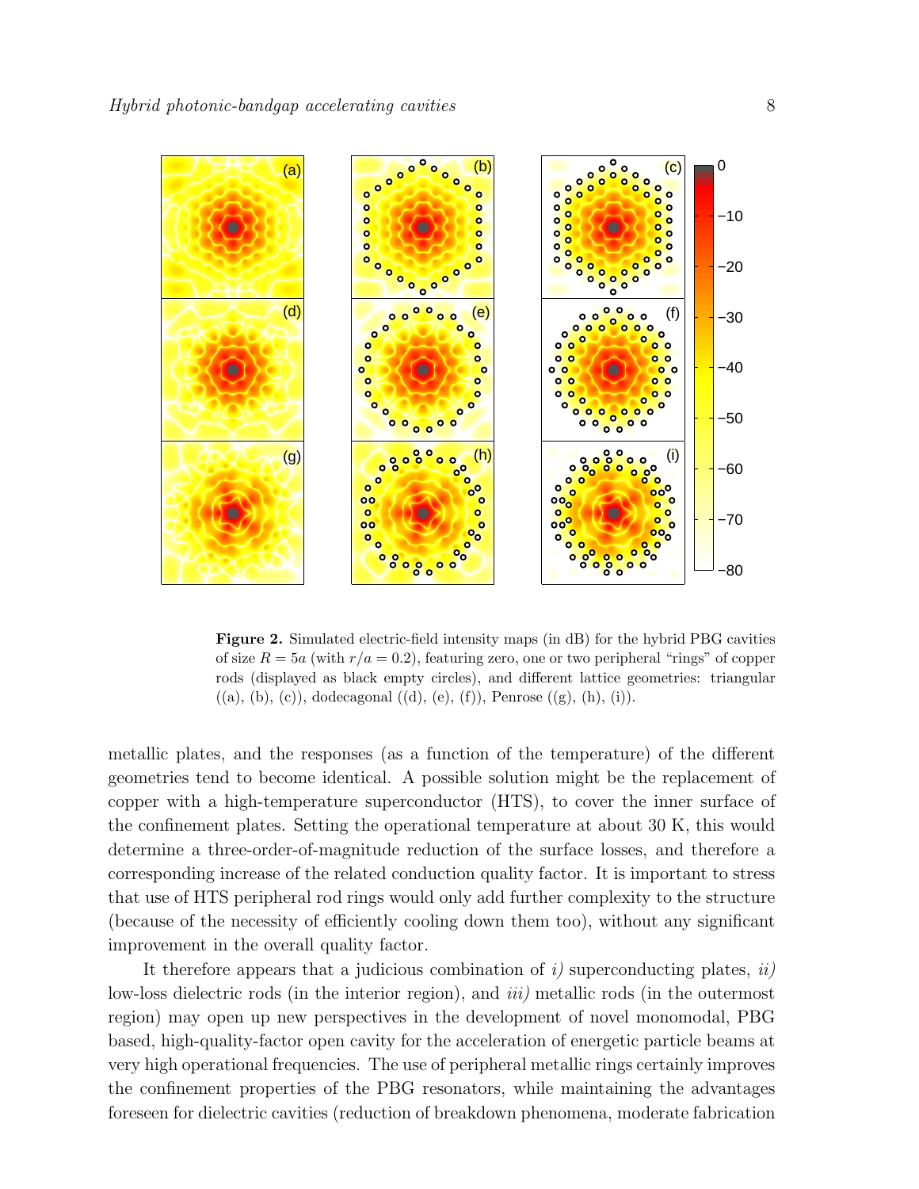**Figure 2.** Simulated electric-field intensity maps (in dB) for the hybrid PBG cavities of size $R = 5a$ (with $r/a = 0.2$), featuring zero, one or two peripheral "rings" of copper rods (displayed as black empty circles), and different lattice geometries: triangular ((a), (b), (c)), dodecagonal ((d), (e), (f)), Penrose ((g), (h), (i)).

metallic plates, and the responses (as a function of the temperature) of the different geometries tend to become identical. A possible solution might be the replacement of copper with a high-temperature superconductor (HTS), to cover the inner surface of the confinement plates. Setting the operational temperature at about 30 K, this would determine a three-order-of-magnitude reduction of the surface losses, and therefore a corresponding increase of the related conduction quality factor. It is important to stress that use of HTS peripheral rod rings would only add further complexity to the structure (because of the necessity of efficiently cooling down them too), without any significant improvement in the overall quality factor.

It therefore appears that a judicious combination of *i)* superconducting plates, *ii)* low-loss dielectric rods (in the interior region), and *iii)* metallic rods (in the outermost region) may open up new perspectives in the development of novel monomodal, PBG based, high-quality-factor open cavity for the acceleration of energetic particle beams at very high operational frequencies. The use of peripheral metallic rings certainly improves the confinement properties of the PBG resonators, while maintaining the advantages foreseen for dielectric cavities (reduction of breakdown phenomena, moderate fabrication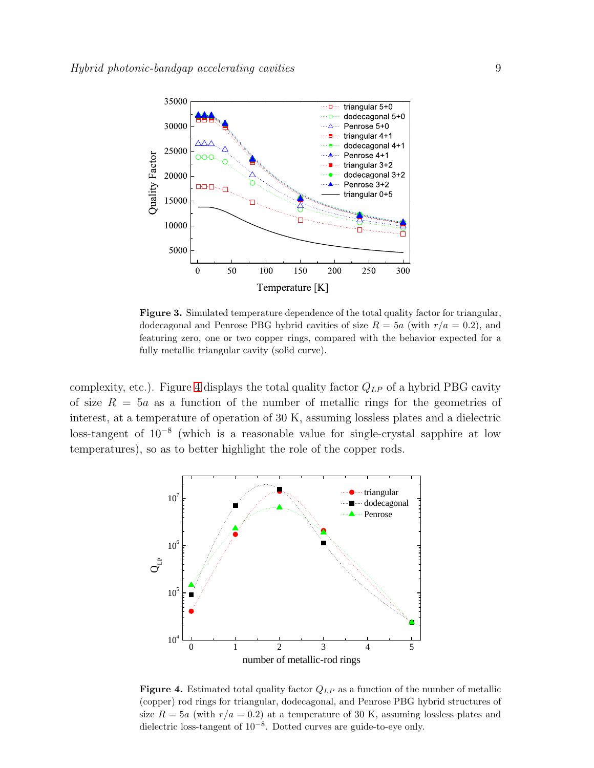**Figure 3.** Simulated temperature dependence of the total quality factor for triangular, dodecagonal and Penrose PBG hybrid cavities of size $R = 5a$ (with $r/a = 0.2$), and featuring zero, one or two copper rings, compared with the behavior expected for a fully metallic triangular cavity (solid curve).

complexity, etc.). Figure 4 displays the total quality factor $Q_{LP}$ of a hybrid PBG cavity of size $R = 5a$ as a function of the number of metallic rings for the geometries of interest, at a temperature of operation of 30 K, assuming lossless plates and a dielectric loss-tangent of $10^{-8}$ (which is a reasonable value for single-crystal sapphire at low temperatures), so as to better highlight the role of the copper rods.

**Figure 4.** Estimated total quality factor $Q_{LP}$ as a function of the number of metallic (copper) rod rings for triangular, dodecagonal, and Penrose PBG hybrid structures of size $R = 5a$ (with $r/a = 0.2$) at a temperature of 30 K, assuming lossless plates and dielectric loss-tangent of $10^{-8}$. Dotted curves are guide-to-eye only.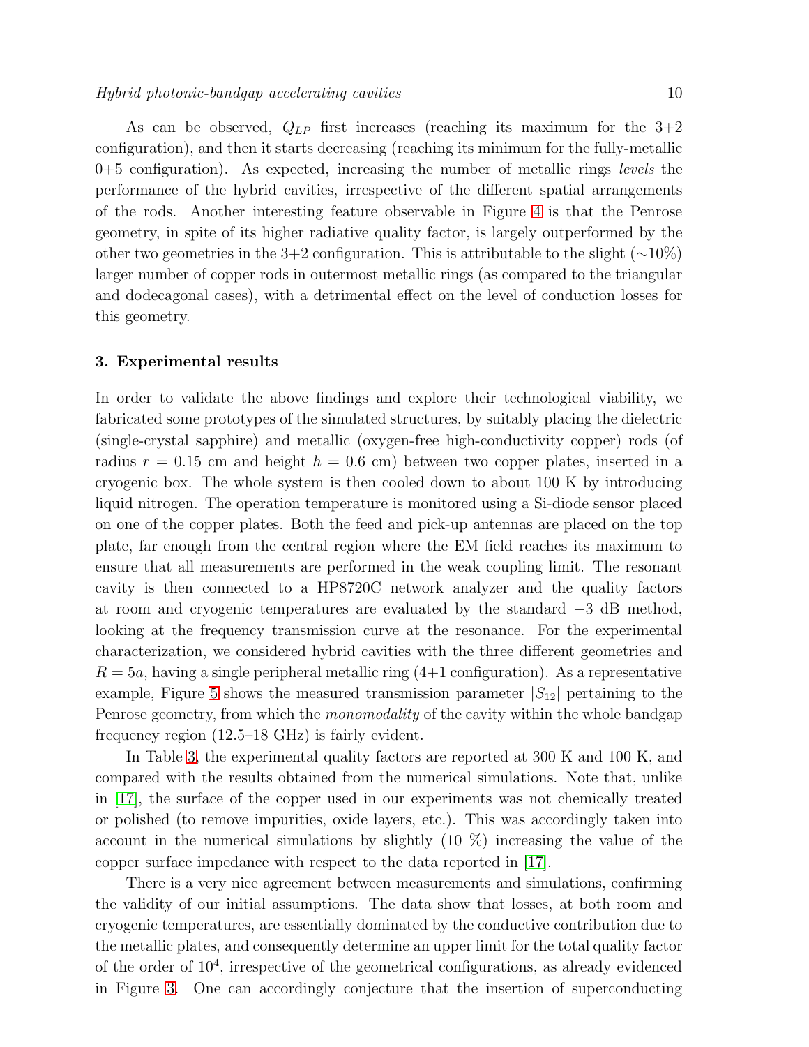As can be observed, $Q_{LP}$ first increases (reaching its maximum for the 3+2 configuration), and then it starts decreasing (reaching its minimum for the fully-metallic 0+5 configuration). As expected, increasing the number of metallic rings *levels* the performance of the hybrid cavities, irrespective of the different spatial arrangements of the rods. Another interesting feature observable in Figure 4 is that the Penrose geometry, in spite of its higher radiative quality factor, is largely outperformed by the other two geometries in the 3+2 configuration. This is attributable to the slight ($\sim$10%) larger number of copper rods in outermost metallic rings (as compared to the triangular and dodecagonal cases), with a detrimental effect on the level of conduction losses for this geometry.

### 3. Experimental results

In order to validate the above findings and explore their technological viability, we fabricated some prototypes of the simulated structures, by suitably placing the dielectric (single-crystal sapphire) and metallic (oxygen-free high-conductivity copper) rods (of radius $r = 0.15$ cm and height $h = 0.6$ cm) between two copper plates, inserted in a cryogenic box. The whole system is then cooled down to about 100 K by introducing liquid nitrogen. The operation temperature is monitored using a Si-diode sensor placed on one of the copper plates. Both the feed and pick-up antennas are placed on the top plate, far enough from the central region where the EM field reaches its maximum to ensure that all measurements are performed in the weak coupling limit. The resonant cavity is then connected to a HP8720C network analyzer and the quality factors at room and cryogenic temperatures are evaluated by the standard $-3$ dB method, looking at the frequency transmission curve at the resonance. For the experimental characterization, we considered hybrid cavities with the three different geometries and $R = 5a$, having a single peripheral metallic ring (4+1 configuration). As a representative example, Figure 5 shows the measured transmission parameter $|S_{12}|$ pertaining to the Penrose geometry, from which the *monomodality* of the cavity within the whole bandgap frequency region (12.5–18 GHz) is fairly evident.

In Table 3, the experimental quality factors are reported at 300 K and 100 K, and compared with the results obtained from the numerical simulations. Note that, unlike in [17], the surface of the copper used in our experiments was not chemically treated or polished (to remove impurities, oxide layers, etc.). This was accordingly taken into account in the numerical simulations by slightly (10 %) increasing the value of the copper surface impedance with respect to the data reported in [17].

There is a very nice agreement between measurements and simulations, confirming the validity of our initial assumptions. The data show that losses, at both room and cryogenic temperatures, are essentially dominated by the conductive contribution due to the metallic plates, and consequently determine an upper limit for the total quality factor of the order of $10^4$, irrespective of the geometrical configurations, as already evidenced in Figure 3. One can accordingly conjecture that the insertion of superconducting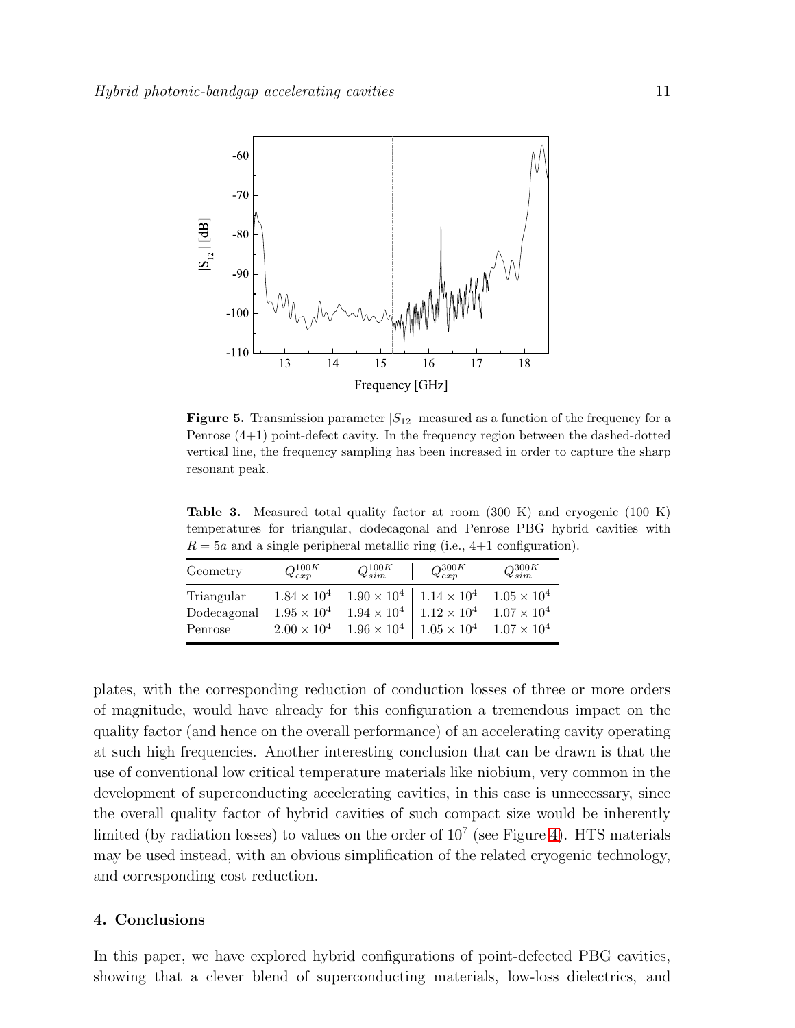**Figure 5.** Transmission parameter $|S_{12}|$ measured as a function of the frequency for a Penrose (4+1) point-defect cavity. In the frequency region between the dashed-dotted vertical line, the frequency sampling has been increased in order to capture the sharp resonant peak.

**Table 3.** Measured total quality factor at room (300 K) and cryogenic (100 K) temperatures for triangular, dodecagonal and Penrose PBG hybrid cavities with $R = 5a$ and a single peripheral metallic ring (i.e., 4+1 configuration).

| Geometry | $Q_{exp}^{100K}$ | $Q_{sim}^{100K}$ | $Q_{exp}^{300K}$ | $Q_{sim}^{300K}$ |
|---|---|---|---|---|
| Triangular | $1.84 \times 10^4$ | $1.90 \times 10^4$ | $1.14 \times 10^4$ | $1.05 \times 10^4$ |
| Dodecagonal | $1.95 \times 10^4$ | $1.94 \times 10^4$ | $1.12 \times 10^4$ | $1.07 \times 10^4$ |
| Penrose | $2.00 \times 10^4$ | $1.96 \times 10^4$ | $1.05 \times 10^4$ | $1.07 \times 10^4$ |

plates, with the corresponding reduction of conduction losses of three or more orders of magnitude, would have already for this configuration a tremendous impact on the quality factor (and hence on the overall performance) of an accelerating cavity operating at such high frequencies. Another interesting conclusion that can be drawn is that the use of conventional low critical temperature materials like niobium, very common in the development of superconducting accelerating cavities, in this case is unnecessary, since the overall quality factor of hybrid cavities of such compact size would be inherently limited (by radiation losses) to values on the order of $10^7$ (see Figure 4). HTS materials may be used instead, with an obvious simplification of the related cryogenic technology, and corresponding cost reduction.

## 4. Conclusions

In this paper, we have explored hybrid configurations of point-defected PBG cavities, showing that a clever blend of superconducting materials, low-loss dielectrics, and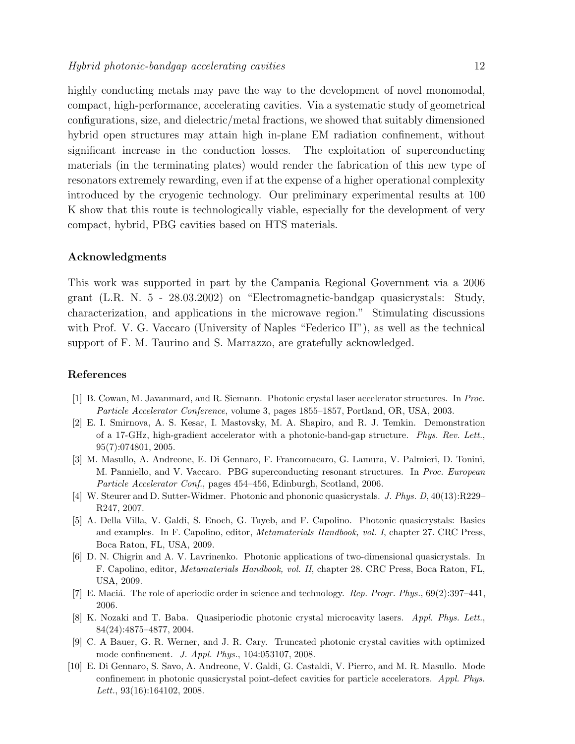highly conducting metals may pave the way to the development of novel monomodal, compact, high-performance, accelerating cavities. Via a systematic study of geometrical configurations, size, and dielectric/metal fractions, we showed that suitably dimensioned hybrid open structures may attain high in-plane EM radiation confinement, without significant increase in the conduction losses. The exploitation of superconducting materials (in the terminating plates) would render the fabrication of this new type of resonators extremely rewarding, even if at the expense of a higher operational complexity introduced by the cryogenic technology. Our preliminary experimental results at 100 K show that this route is technologically viable, especially for the development of very compact, hybrid, PBG cavities based on HTS materials.

## Acknowledgments

This work was supported in part by the Campania Regional Government via a 2006 grant (L.R. N. 5 - 28.03.2002) on "Electromagnetic-bandgap quasicrystals: Study, characterization, and applications in the microwave region." Stimulating discussions with Prof. V. G. Vaccaro (University of Naples "Federico II"), as well as the technical support of F. M. Taurino and S. Marrazzo, are gratefully acknowledged.

## References

[1] B. Cowan, M. Javanmard, and R. Siemann. Photonic crystal laser accelerator structures. In *Proc. Particle Accelerator Conference*, volume 3, pages 1855–1857, Portland, OR, USA, 2003.

[2] E. I. Smirnova, A. S. Kesar, I. Mastovsky, M. A. Shapiro, and R. J. Temkin. Demonstration of a 17-GHz, high-gradient accelerator with a photonic-band-gap structure. *Phys. Rev. Lett.*, 95(7):074801, 2005.

[3] M. Masullo, A. Andreone, E. Di Gennaro, F. Francomacaro, G. Lamura, V. Palmieri, D. Tonini, M. Panniello, and V. Vaccaro. PBG superconducting resonant structures. In *Proc. European Particle Accelerator Conf.*, pages 454–456, Edinburgh, Scotland, 2006.

[4] W. Steurer and D. Sutter-Widmer. Photonic and phononic quasicrystals. *J. Phys. D*, 40(13):R229–R247, 2007.

[5] A. Della Villa, V. Galdi, S. Enoch, G. Tayeb, and F. Capolino. Photonic quasicrystals: Basics and examples. In F. Capolino, editor, *Metamaterials Handbook, vol. I*, chapter 27. CRC Press, Boca Raton, FL, USA, 2009.

[6] D. N. Chigrin and A. V. Lavrinenko. Photonic applications of two-dimensional quasicrystals. In F. Capolino, editor, *Metamaterials Handbook, vol. II*, chapter 28. CRC Press, Boca Raton, FL, USA, 2009.

[7] E. Maciá. The role of aperiodic order in science and technology. *Rep. Progr. Phys.*, 69(2):397–441, 2006.

[8] K. Nozaki and T. Baba. Quasiperiodic photonic crystal microcavity lasers. *Appl. Phys. Lett.*, 84(24):4875–4877, 2004.

[9] C. A Bauer, G. R. Werner, and J. R. Cary. Truncated photonic crystal cavities with optimized mode confinement. *J. Appl. Phys.*, 104:053107, 2008.

[10] E. Di Gennaro, S. Savo, A. Andreone, V. Galdi, G. Castaldi, V. Pierro, and M. R. Masullo. Mode confinement in photonic quasicrystal point-defect cavities for particle accelerators. *Appl. Phys. Lett.*, 93(16):164102, 2008.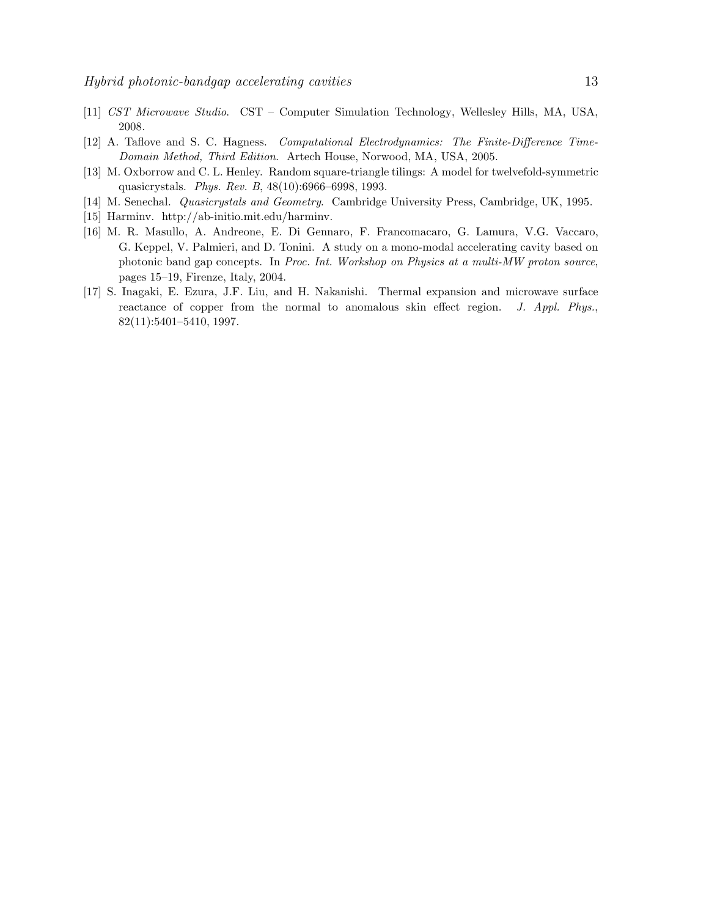[11] *CST Microwave Studio*. CST – Computer Simulation Technology, Wellesley Hills, MA, USA, 2008.

[12] A. Taflove and S. C. Hagness. *Computational Electrodynamics: The Finite-Difference Time-Domain Method, Third Edition*. Artech House, Norwood, MA, USA, 2005.

[13] M. Oxborrow and C. L. Henley. Random square-triangle tilings: A model for twelvefold-symmetric quasicrystals. *Phys. Rev. B*, 48(10):6966–6998, 1993.

[14] M. Senechal. *Quasicrystals and Geometry*. Cambridge University Press, Cambridge, UK, 1995.

[15] Harminv. http://ab-initio.mit.edu/harminv.

[16] M. R. Masullo, A. Andreone, E. Di Gennaro, F. Francomacaro, G. Lamura, V.G. Vaccaro, G. Keppel, V. Palmieri, and D. Tonini. A study on a mono-modal accelerating cavity based on photonic band gap concepts. In *Proc. Int. Workshop on Physics at a multi-MW proton source*, pages 15–19, Firenze, Italy, 2004.

[17] S. Inagaki, E. Ezura, J.F. Liu, and H. Nakanishi. Thermal expansion and microwave surface reactance of copper from the normal to anomalous skin effect region. *J. Appl. Phys.*, 82(11):5401–5410, 1997.